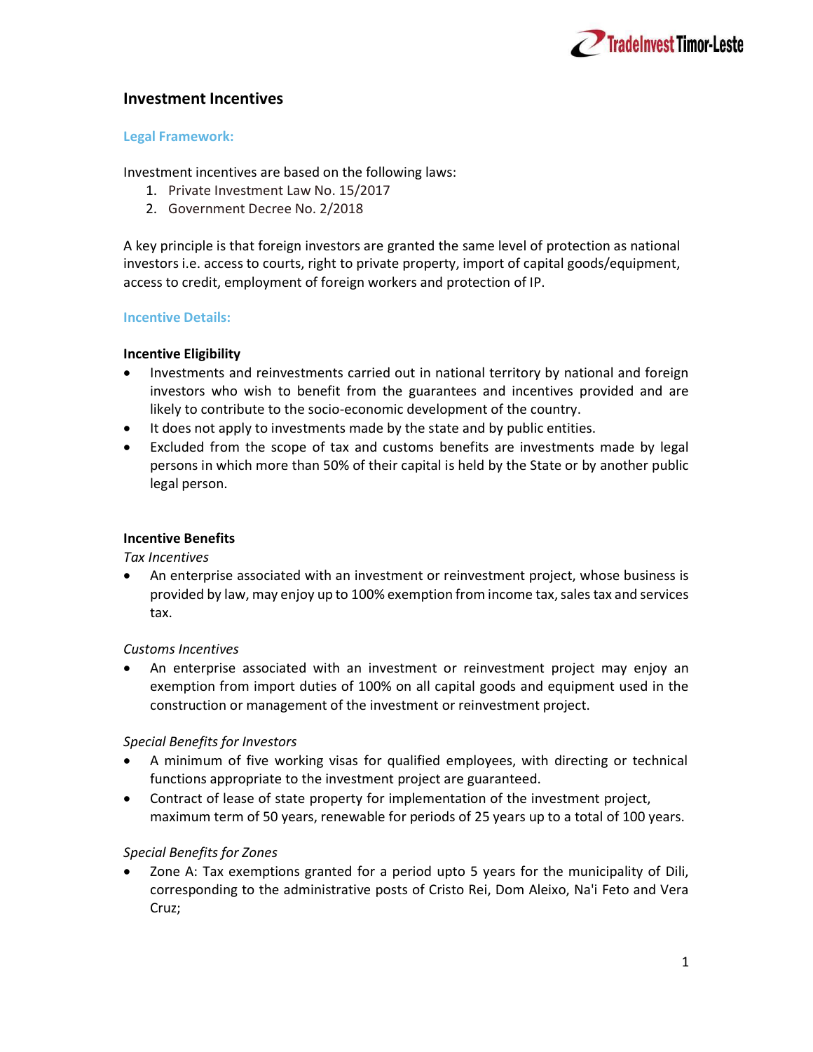# Investment Incentives

## Legal Framework:

Investment incentives are based on the following laws:

1. Private Investment Law No. 15/2017
2. Government Decree No. 2/2018

A key principle is that foreign investors are granted the same level of protection as national investors i.e. access to courts, right to private property, import of capital goods/equipment, access to credit, employment of foreign workers and protection of IP.

## Incentive Details:

### Incentive Eligibility

- Investments and reinvestments carried out in national territory by national and foreign investors who wish to benefit from the guarantees and incentives provided and are likely to contribute to the socio-economic development of the country.
- It does not apply to investments made by the state and by public entities.
- Excluded from the scope of tax and customs benefits are investments made by legal persons in which more than 50% of their capital is held by the State or by another public legal person.

### Incentive Benefits

*Tax Incentives*

- An enterprise associated with an investment or reinvestment project, whose business is provided by law, may enjoy up to 100% exemption from income tax, sales tax and services tax.

*Customs Incentives*

- An enterprise associated with an investment or reinvestment project may enjoy an exemption from import duties of 100% on all capital goods and equipment used in the construction or management of the investment or reinvestment project.

*Special Benefits for Investors*

- A minimum of five working visas for qualified employees, with directing or technical functions appropriate to the investment project are guaranteed.
- Contract of lease of state property for implementation of the investment project, maximum term of 50 years, renewable for periods of 25 years up to a total of 100 years.

*Special Benefits for Zones*

- Zone A: Tax exemptions granted for a period upto 5 years for the municipality of Dili, corresponding to the administrative posts of Cristo Rei, Dom Aleixo, Na'i Feto and Vera Cruz;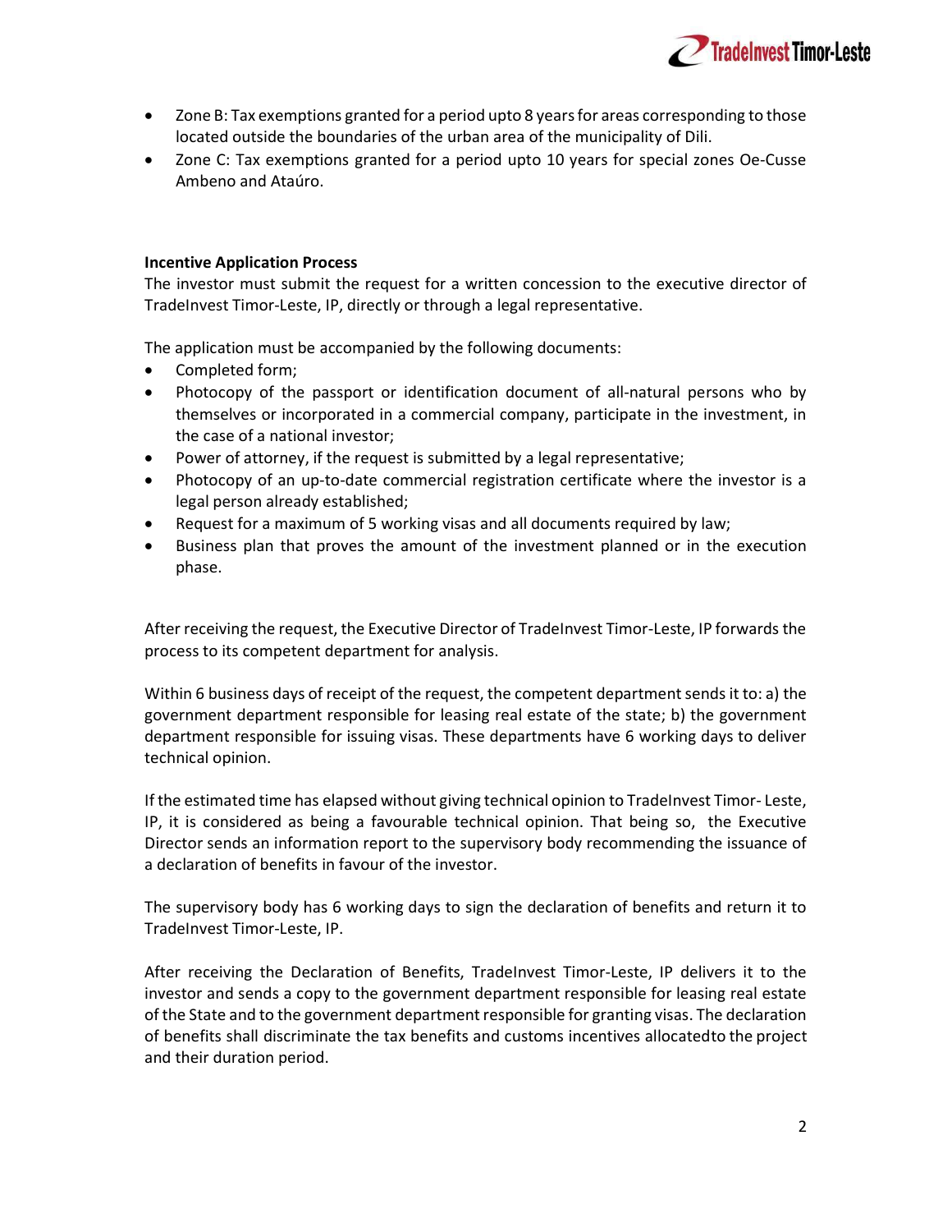- Zone B: Tax exemptions granted for a period upto 8 years for areas corresponding to those located outside the boundaries of the urban area of the municipality of Dili.
- Zone C: Tax exemptions granted for a period upto 10 years for special zones Oe-Cusse Ambeno and Ataúro.

**Incentive Application Process**

The investor must submit the request for a written concession to the executive director of TradeInvest Timor-Leste, IP, directly or through a legal representative.

The application must be accompanied by the following documents:

- Completed form;
- Photocopy of the passport or identification document of all-natural persons who by themselves or incorporated in a commercial company, participate in the investment, in the case of a national investor;
- Power of attorney, if the request is submitted by a legal representative;
- Photocopy of an up-to-date commercial registration certificate where the investor is a legal person already established;
- Request for a maximum of 5 working visas and all documents required by law;
- Business plan that proves the amount of the investment planned or in the execution phase.

After receiving the request, the Executive Director of TradeInvest Timor-Leste, IP forwards the process to its competent department for analysis.

Within 6 business days of receipt of the request, the competent department sends it to: a) the government department responsible for leasing real estate of the state; b) the government department responsible for issuing visas. These departments have 6 working days to deliver technical opinion.

If the estimated time has elapsed without giving technical opinion to TradeInvest Timor- Leste, IP, it is considered as being a favourable technical opinion. That being so, the Executive Director sends an information report to the supervisory body recommending the issuance of a declaration of benefits in favour of the investor.

The supervisory body has 6 working days to sign the declaration of benefits and return it to TradeInvest Timor-Leste, IP.

After receiving the Declaration of Benefits, TradeInvest Timor-Leste, IP delivers it to the investor and sends a copy to the government department responsible for leasing real estate of the State and to the government department responsible for granting visas. The declaration of benefits shall discriminate the tax benefits and customs incentives allocatedto the project and their duration period.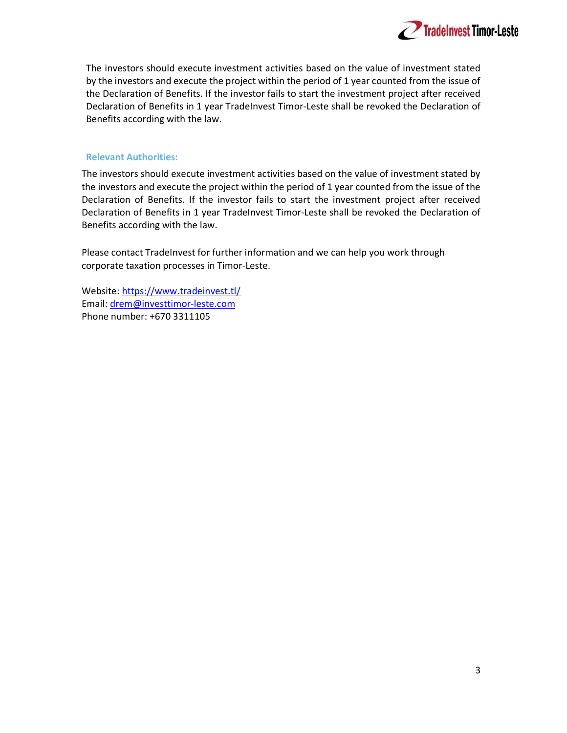The investors should execute investment activities based on the value of investment stated by the investors and execute the project within the period of 1 year counted from the issue of the Declaration of Benefits. If the investor fails to start the investment project after received Declaration of Benefits in 1 year TradeInvest Timor-Leste shall be revoked the Declaration of Benefits according with the law.

### Relevant Authorities:

The investors should execute investment activities based on the value of investment stated by the investors and execute the project within the period of 1 year counted from the issue of the Declaration of Benefits. If the investor fails to start the investment project after received Declaration of Benefits in 1 year TradeInvest Timor-Leste shall be revoked the Declaration of Benefits according with the law.

Please contact TradeInvest for further information and we can help you work through corporate taxation processes in Timor-Leste.

Website: [https://www.tradeinvest.tl/](https://www.tradeinvest.tl/)
Email: [drem@investtimor-leste.com](mailto:drem@investtimor-leste.com)
Phone number: +670 3311105